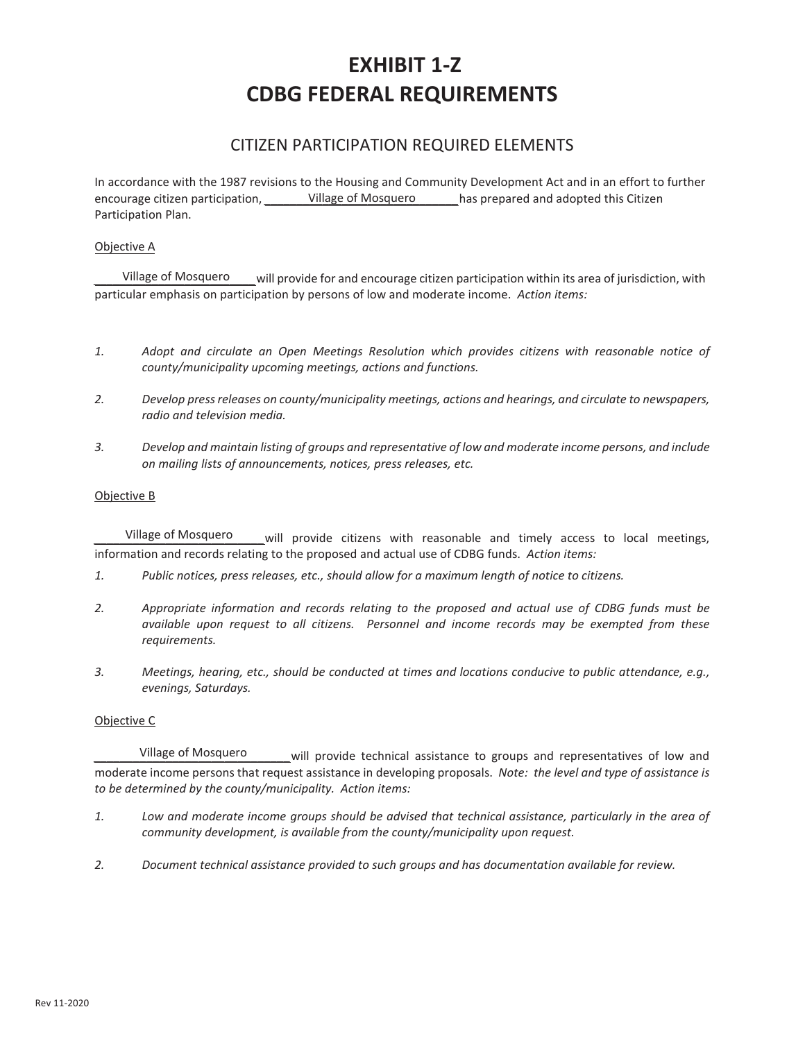# EXHIBIT 1-Z
# CDBG FEDERAL REQUIREMENTS

## CITIZEN PARTICIPATION REQUIRED ELEMENTS

In accordance with the 1987 revisions to the Housing and Community Development Act and in an effort to further encourage citizen participation, Village of Mosquero has prepared and adopted this Citizen Participation Plan.

Objective A

Village of Mosquero will provide for and encourage citizen participation within its area of jurisdiction, with particular emphasis on participation by persons of low and moderate income. *Action items:*

1. *Adopt and circulate an Open Meetings Resolution which provides citizens with reasonable notice of county/municipality upcoming meetings, actions and functions.*
2. *Develop press releases on county/municipality meetings, actions and hearings, and circulate to newspapers, radio and television media.*
3. *Develop and maintain listing of groups and representative of low and moderate income persons, and include on mailing lists of announcements, notices, press releases, etc.*

Objective B

Village of Mosquero will provide citizens with reasonable and timely access to local meetings, information and records relating to the proposed and actual use of CDBG funds. *Action items:*

1. *Public notices, press releases, etc., should allow for a maximum length of notice to citizens.*
2. *Appropriate information and records relating to the proposed and actual use of CDBG funds must be available upon request to all citizens. Personnel and income records may be exempted from these requirements.*
3. *Meetings, hearing, etc., should be conducted at times and locations conducive to public attendance, e.g., evenings, Saturdays.*

Objective C

Village of Mosquero will provide technical assistance to groups and representatives of low and moderate income persons that request assistance in developing proposals. *Note: the level and type of assistance is to be determined by the county/municipality. Action items:*

1. *Low and moderate income groups should be advised that technical assistance, particularly in the area of community development, is available from the county/municipality upon request.*
2. *Document technical assistance provided to such groups and has documentation available for review.*

Rev 11-2020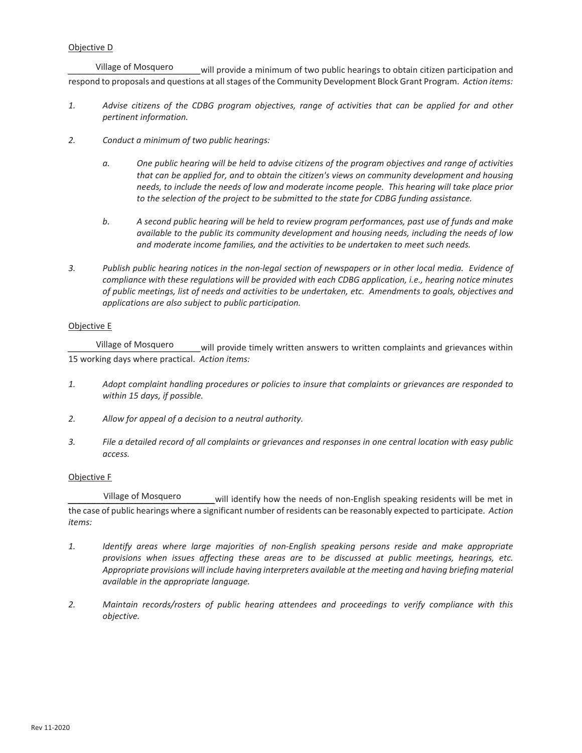Objective D

Village of Mosquero will provide a minimum of two public hearings to obtain citizen participation and respond to proposals and questions at all stages of the Community Development Block Grant Program. *Action items:*

1. *Advise citizens of the CDBG program objectives, range of activities that can be applied for and other pertinent information.*

2. *Conduct a minimum of two public hearings:*

   a. *One public hearing will be held to advise citizens of the program objectives and range of activities that can be applied for, and to obtain the citizen's views on community development and housing needs, to include the needs of low and moderate income people. This hearing will take place prior to the selection of the project to be submitted to the state for CDBG funding assistance.*

   b. *A second public hearing will be held to review program performances, past use of funds and make available to the public its community development and housing needs, including the needs of low and moderate income families, and the activities to be undertaken to meet such needs.*

3. *Publish public hearing notices in the non-legal section of newspapers or in other local media. Evidence of compliance with these regulations will be provided with each CDBG application, i.e., hearing notice minutes of public meetings, list of needs and activities to be undertaken, etc. Amendments to goals, objectives and applications are also subject to public participation.*

Objective E

Village of Mosquero will provide timely written answers to written complaints and grievances within 15 working days where practical. *Action items:*

1. *Adopt complaint handling procedures or policies to insure that complaints or grievances are responded to within 15 days, if possible.*

2. *Allow for appeal of a decision to a neutral authority.*

3. *File a detailed record of all complaints or grievances and responses in one central location with easy public access.*

Objective F

Village of Mosquero will identify how the needs of non-English speaking residents will be met in the case of public hearings where a significant number of residents can be reasonably expected to participate. *Action items:*

1. *Identify areas where large majorities of non-English speaking persons reside and make appropriate provisions when issues affecting these areas are to be discussed at public meetings, hearings, etc. Appropriate provisions will include having interpreters available at the meeting and having briefing material available in the appropriate language.*

2. *Maintain records/rosters of public hearing attendees and proceedings to verify compliance with this objective.*

Rev 11-2020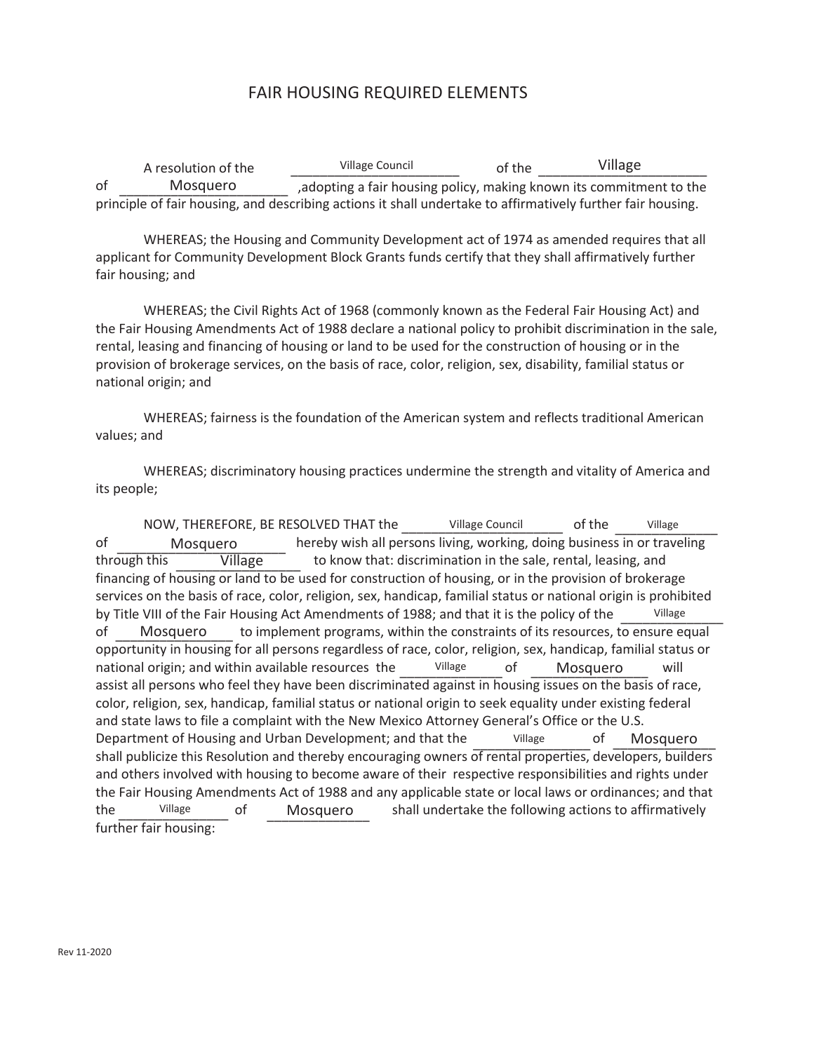# FAIR HOUSING REQUIRED ELEMENTS

A resolution of the Village Council of the Village of Mosquero, adopting a fair housing policy, making known its commitment to the principle of fair housing, and describing actions it shall undertake to affirmatively further fair housing.

WHEREAS; the Housing and Community Development act of 1974 as amended requires that all applicant for Community Development Block Grants funds certify that they shall affirmatively further fair housing; and

WHEREAS; the Civil Rights Act of 1968 (commonly known as the Federal Fair Housing Act) and the Fair Housing Amendments Act of 1988 declare a national policy to prohibit discrimination in the sale, rental, leasing and financing of housing or land to be used for the construction of housing or in the provision of brokerage services, on the basis of race, color, religion, sex, disability, familial status or national origin; and

WHEREAS; fairness is the foundation of the American system and reflects traditional American values; and

WHEREAS; discriminatory housing practices undermine the strength and vitality of America and its people;

NOW, THEREFORE, BE RESOLVED THAT the Village Council of the Village of Mosquero hereby wish all persons living, working, doing business in or traveling through this Village to know that: discrimination in the sale, rental, leasing, and financing of housing or land to be used for construction of housing, or in the provision of brokerage services on the basis of race, color, religion, sex, handicap, familial status or national origin is prohibited by Title VIII of the Fair Housing Act Amendments of 1988; and that it is the policy of the Village of Mosquero to implement programs, within the constraints of its resources, to ensure equal opportunity in housing for all persons regardless of race, color, religion, sex, handicap, familial status or national origin; and within available resources the Village of Mosquero will assist all persons who feel they have been discriminated against in housing issues on the basis of race, color, religion, sex, handicap, familial status or national origin to seek equality under existing federal and state laws to file a complaint with the New Mexico Attorney General's Office or the U.S. Department of Housing and Urban Development; and that the Village of Mosquero shall publicize this Resolution and thereby encouraging owners of rental properties, developers, builders and others involved with housing to become aware of their respective responsibilities and rights under the Fair Housing Amendments Act of 1988 and any applicable state or local laws or ordinances; and that the Village of Mosquero shall undertake the following actions to affirmatively further fair housing: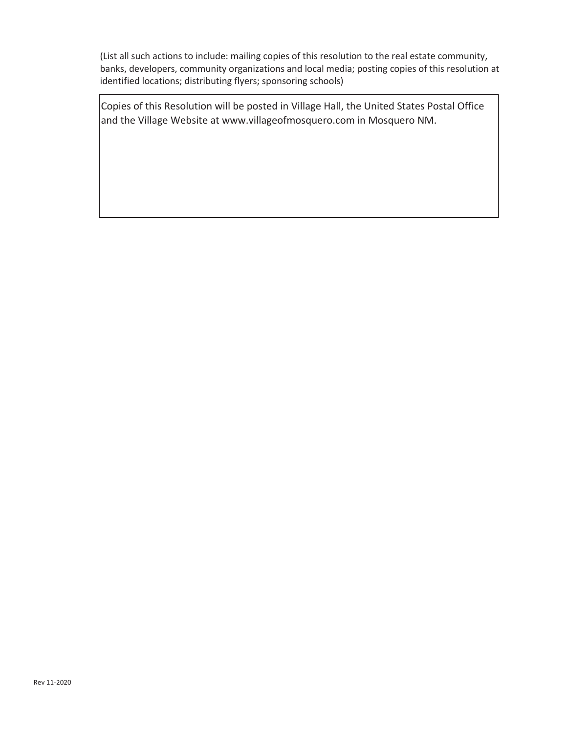(List all such actions to include: mailing copies of this resolution to the real estate community, banks, developers, community organizations and local media; posting copies of this resolution at identified locations; distributing flyers; sponsoring schools)

Copies of this Resolution will be posted in Village Hall, the United States Postal Office and the Village Website at www.villageofmosquero.com in Mosquero NM.

Rev 11-2020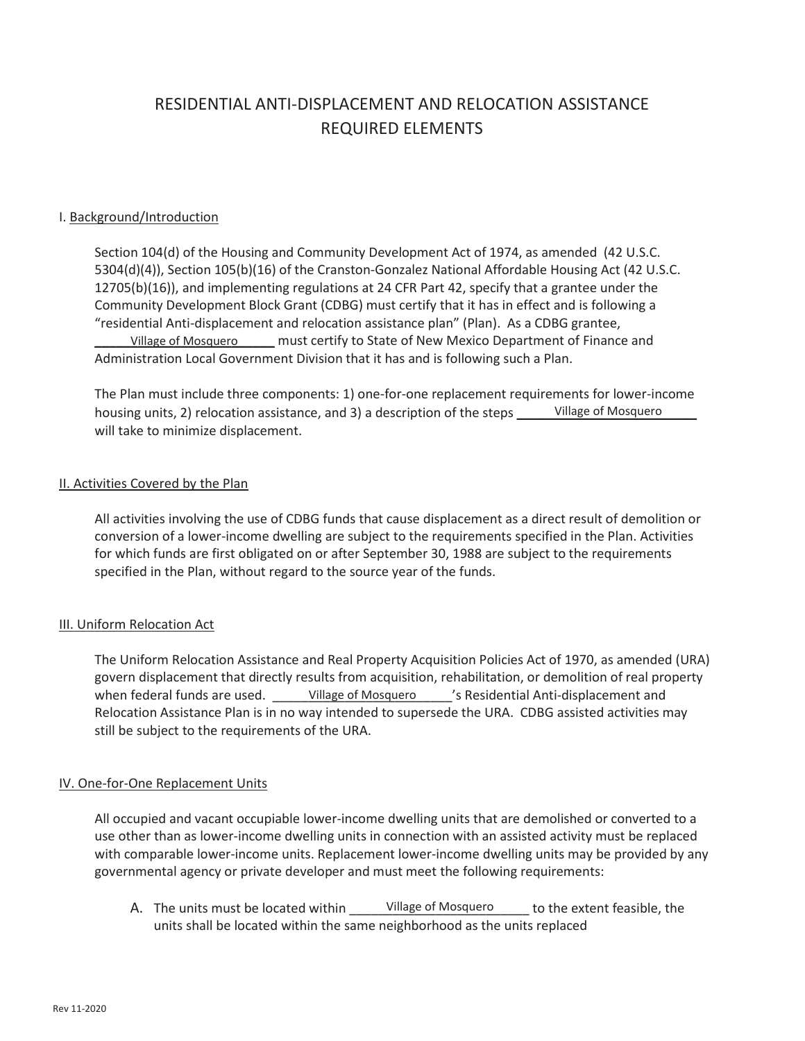# RESIDENTIAL ANTI-DISPLACEMENT AND RELOCATION ASSISTANCE REQUIRED ELEMENTS

## I. Background/Introduction

Section 104(d) of the Housing and Community Development Act of 1974, as amended (42 U.S.C. 5304(d)(4)), Section 105(b)(16) of the Cranston-Gonzalez National Affordable Housing Act (42 U.S.C. 12705(b)(16)), and implementing regulations at 24 CFR Part 42, specify that a grantee under the Community Development Block Grant (CDBG) must certify that it has in effect and is following a "residential Anti-displacement and relocation assistance plan" (Plan). As a CDBG grantee, Village of Mosquero must certify to State of New Mexico Department of Finance and Administration Local Government Division that it has and is following such a Plan.

The Plan must include three components: 1) one-for-one replacement requirements for lower-income housing units, 2) relocation assistance, and 3) a description of the steps Village of Mosquero will take to minimize displacement.

## II. Activities Covered by the Plan

All activities involving the use of CDBG funds that cause displacement as a direct result of demolition or conversion of a lower-income dwelling are subject to the requirements specified in the Plan. Activities for which funds are first obligated on or after September 30, 1988 are subject to the requirements specified in the Plan, without regard to the source year of the funds.

## III. Uniform Relocation Act

The Uniform Relocation Assistance and Real Property Acquisition Policies Act of 1970, as amended (URA) govern displacement that directly results from acquisition, rehabilitation, or demolition of real property when federal funds are used. Village of Mosquero's Residential Anti-displacement and Relocation Assistance Plan is in no way intended to supersede the URA. CDBG assisted activities may still be subject to the requirements of the URA.

## IV. One-for-One Replacement Units

All occupied and vacant occupiable lower-income dwelling units that are demolished or converted to a use other than as lower-income dwelling units in connection with an assisted activity must be replaced with comparable lower-income units. Replacement lower-income dwelling units may be provided by any governmental agency or private developer and must meet the following requirements:

A. The units must be located within Village of Mosquero to the extent feasible, the units shall be located within the same neighborhood as the units replaced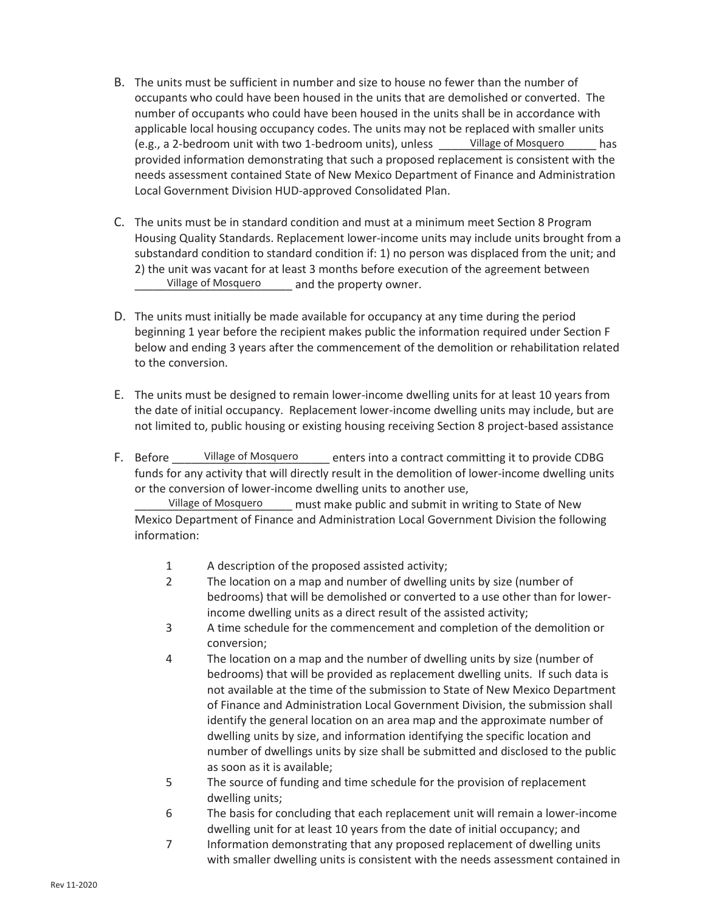B. The units must be sufficient in number and size to house no fewer than the number of occupants who could have been housed in the units that are demolished or converted. The number of occupants who could have been housed in the units shall be in accordance with applicable local housing occupancy codes. The units may not be replaced with smaller units (e.g., a 2-bedroom unit with two 1-bedroom units), unless ______Village of Mosquero______ has provided information demonstrating that such a proposed replacement is consistent with the needs assessment contained State of New Mexico Department of Finance and Administration Local Government Division HUD-approved Consolidated Plan.

C. The units must be in standard condition and must at a minimum meet Section 8 Program Housing Quality Standards. Replacement lower-income units may include units brought from a substandard condition to standard condition if: 1) no person was displaced from the unit; and 2) the unit was vacant for at least 3 months before execution of the agreement between ______Village of Mosquero______ and the property owner.

D. The units must initially be made available for occupancy at any time during the period beginning 1 year before the recipient makes public the information required under Section F below and ending 3 years after the commencement of the demolition or rehabilitation related to the conversion.

E. The units must be designed to remain lower-income dwelling units for at least 10 years from the date of initial occupancy. Replacement lower-income dwelling units may include, but are not limited to, public housing or existing housing receiving Section 8 project-based assistance

F. Before ______Village of Mosquero______ enters into a contract committing it to provide CDBG funds for any activity that will directly result in the demolition of lower-income dwelling units or the conversion of lower-income dwelling units to another use, ______Village of Mosquero______ must make public and submit in writing to State of New Mexico Department of Finance and Administration Local Government Division the following information:

1. A description of the proposed assisted activity;
2. The location on a map and number of dwelling units by size (number of bedrooms) that will be demolished or converted to a use other than for lower-income dwelling units as a direct result of the assisted activity;
3. A time schedule for the commencement and completion of the demolition or conversion;
4. The location on a map and the number of dwelling units by size (number of bedrooms) that will be provided as replacement dwelling units. If such data is not available at the time of the submission to State of New Mexico Department of Finance and Administration Local Government Division, the submission shall identify the general location on an area map and the approximate number of dwelling units by size, and information identifying the specific location and number of dwellings units by size shall be submitted and disclosed to the public as soon as it is available;
5. The source of funding and time schedule for the provision of replacement dwelling units;
6. The basis for concluding that each replacement unit will remain a lower-income dwelling unit for at least 10 years from the date of initial occupancy; and
7. Information demonstrating that any proposed replacement of dwelling units with smaller dwelling units is consistent with the needs assessment contained in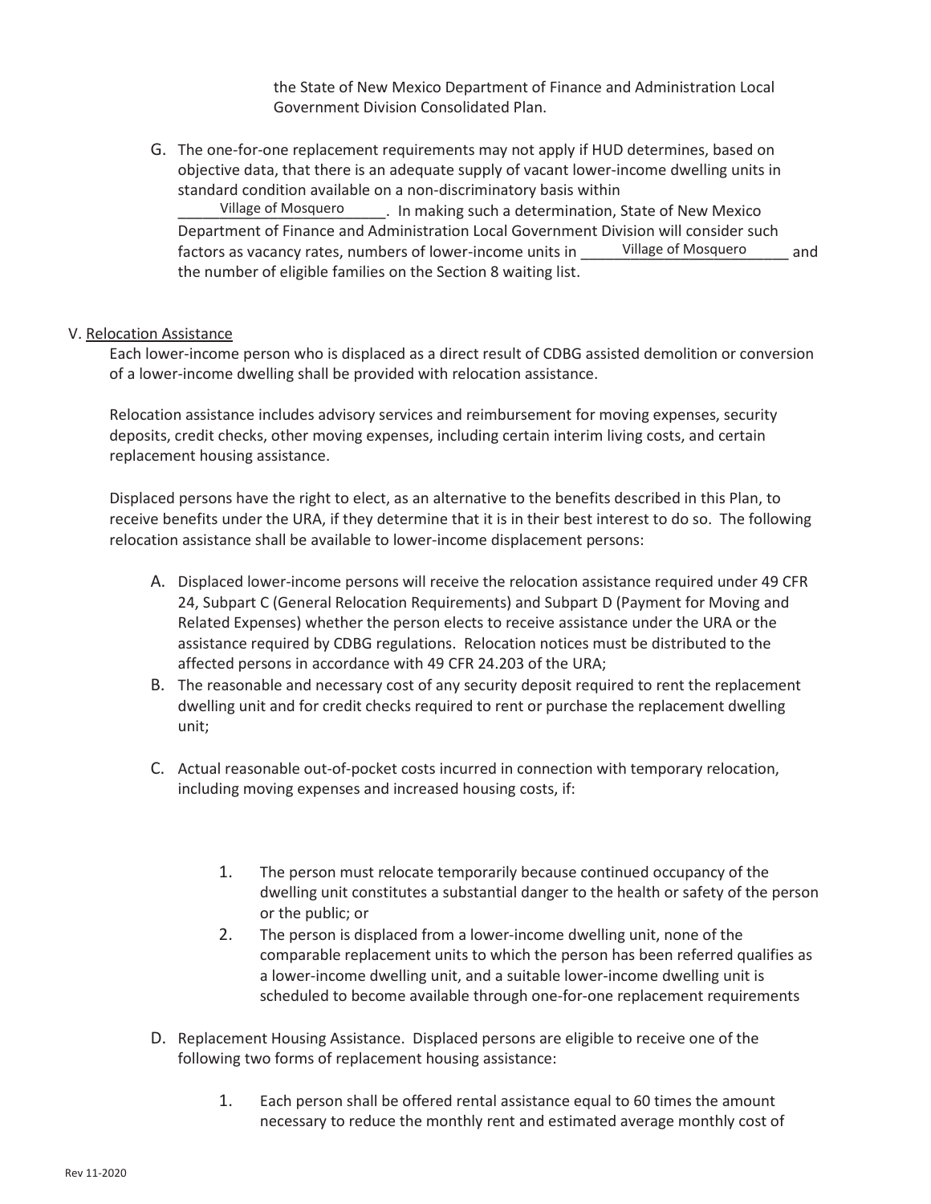the State of New Mexico Department of Finance and Administration Local Government Division Consolidated Plan.

G. The one-for-one replacement requirements may not apply if HUD determines, based on objective data, that there is an adequate supply of vacant lower-income dwelling units in standard condition available on a non-discriminatory basis within Village of Mosquero. In making such a determination, State of New Mexico Department of Finance and Administration Local Government Division will consider such factors as vacancy rates, numbers of lower-income units in Village of Mosquero and the number of eligible families on the Section 8 waiting list.

V. Relocation Assistance

Each lower-income person who is displaced as a direct result of CDBG assisted demolition or conversion of a lower-income dwelling shall be provided with relocation assistance.

Relocation assistance includes advisory services and reimbursement for moving expenses, security deposits, credit checks, other moving expenses, including certain interim living costs, and certain replacement housing assistance.

Displaced persons have the right to elect, as an alternative to the benefits described in this Plan, to receive benefits under the URA, if they determine that it is in their best interest to do so. The following relocation assistance shall be available to lower-income displacement persons:

A. Displaced lower-income persons will receive the relocation assistance required under 49 CFR 24, Subpart C (General Relocation Requirements) and Subpart D (Payment for Moving and Related Expenses) whether the person elects to receive assistance under the URA or the assistance required by CDBG regulations. Relocation notices must be distributed to the affected persons in accordance with 49 CFR 24.203 of the URA;

B. The reasonable and necessary cost of any security deposit required to rent the replacement dwelling unit and for credit checks required to rent or purchase the replacement dwelling unit;

C. Actual reasonable out-of-pocket costs incurred in connection with temporary relocation, including moving expenses and increased housing costs, if:

   1. The person must relocate temporarily because continued occupancy of the dwelling unit constitutes a substantial danger to the health or safety of the person or the public; or
   2. The person is displaced from a lower-income dwelling unit, none of the comparable replacement units to which the person has been referred qualifies as a lower-income dwelling unit, and a suitable lower-income dwelling unit is scheduled to become available through one-for-one replacement requirements

D. Replacement Housing Assistance. Displaced persons are eligible to receive one of the following two forms of replacement housing assistance:

   1. Each person shall be offered rental assistance equal to 60 times the amount necessary to reduce the monthly rent and estimated average monthly cost of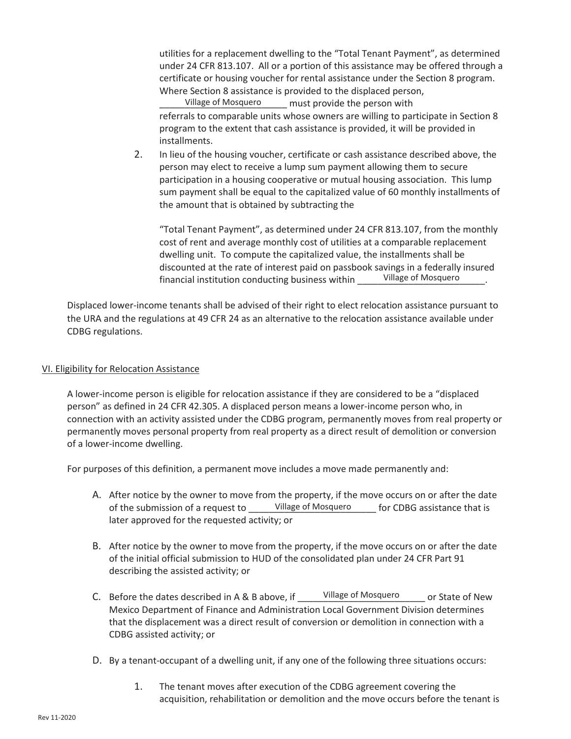utilities for a replacement dwelling to the "Total Tenant Payment", as determined under 24 CFR 813.107. All or a portion of this assistance may be offered through a certificate or housing voucher for rental assistance under the Section 8 program. Where Section 8 assistance is provided to the displaced person, Village of Mosquero must provide the person with referrals to comparable units whose owners are willing to participate in Section 8 program to the extent that cash assistance is provided, it will be provided in installments.

2. In lieu of the housing voucher, certificate or cash assistance described above, the person may elect to receive a lump sum payment allowing them to secure participation in a housing cooperative or mutual housing association. This lump sum payment shall be equal to the capitalized value of 60 monthly installments of the amount that is obtained by subtracting the

   "Total Tenant Payment", as determined under 24 CFR 813.107, from the monthly cost of rent and average monthly cost of utilities at a comparable replacement dwelling unit. To compute the capitalized value, the installments shall be discounted at the rate of interest paid on passbook savings in a federally insured financial institution conducting business within Village of Mosquero.

Displaced lower-income tenants shall be advised of their right to elect relocation assistance pursuant to the URA and the regulations at 49 CFR 24 as an alternative to the relocation assistance available under CDBG regulations.

## VI. Eligibility for Relocation Assistance

A lower-income person is eligible for relocation assistance if they are considered to be a "displaced person" as defined in 24 CFR 42.305. A displaced person means a lower-income person who, in connection with an activity assisted under the CDBG program, permanently moves from real property or permanently moves personal property from real property as a direct result of demolition or conversion of a lower-income dwelling.

For purposes of this definition, a permanent move includes a move made permanently and:

A. After notice by the owner to move from the property, if the move occurs on or after the date of the submission of a request to Village of Mosquero for CDBG assistance that is later approved for the requested activity; or

B. After notice by the owner to move from the property, if the move occurs on or after the date of the initial official submission to HUD of the consolidated plan under 24 CFR Part 91 describing the assisted activity; or

C. Before the dates described in A & B above, if Village of Mosquero or State of New Mexico Department of Finance and Administration Local Government Division determines that the displacement was a direct result of conversion or demolition in connection with a CDBG assisted activity; or

D. By a tenant-occupant of a dwelling unit, if any one of the following three situations occurs:

   1. The tenant moves after execution of the CDBG agreement covering the acquisition, rehabilitation or demolition and the move occurs before the tenant is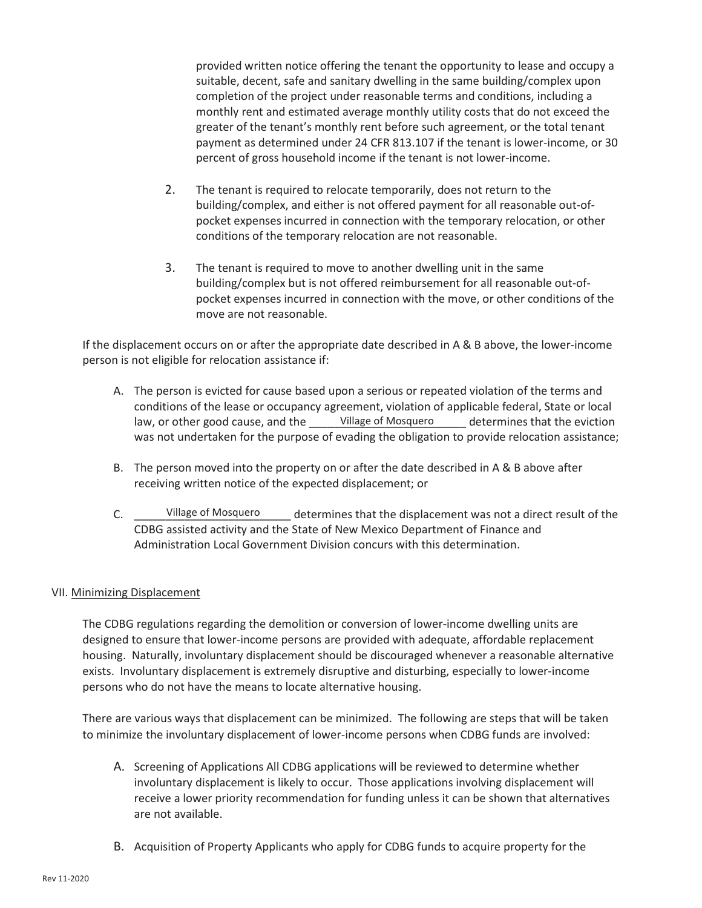provided written notice offering the tenant the opportunity to lease and occupy a suitable, decent, safe and sanitary dwelling in the same building/complex upon completion of the project under reasonable terms and conditions, including a monthly rent and estimated average monthly utility costs that do not exceed the greater of the tenant's monthly rent before such agreement, or the total tenant payment as determined under 24 CFR 813.107 if the tenant is lower-income, or 30 percent of gross household income if the tenant is not lower-income.

2. The tenant is required to relocate temporarily, does not return to the building/complex, and either is not offered payment for all reasonable out-of-pocket expenses incurred in connection with the temporary relocation, or other conditions of the temporary relocation are not reasonable.

3. The tenant is required to move to another dwelling unit in the same building/complex but is not offered reimbursement for all reasonable out-of-pocket expenses incurred in connection with the move, or other conditions of the move are not reasonable.

If the displacement occurs on or after the appropriate date described in A & B above, the lower-income person is not eligible for relocation assistance if:

A. The person is evicted for cause based upon a serious or repeated violation of the terms and conditions of the lease or occupancy agreement, violation of applicable federal, State or local law, or other good cause, and the Village of Mosquero determines that the eviction was not undertaken for the purpose of evading the obligation to provide relocation assistance;

B. The person moved into the property on or after the date described in A & B above after receiving written notice of the expected displacement; or

C. Village of Mosquero determines that the displacement was not a direct result of the CDBG assisted activity and the State of New Mexico Department of Finance and Administration Local Government Division concurs with this determination.

VII. Minimizing Displacement

The CDBG regulations regarding the demolition or conversion of lower-income dwelling units are designed to ensure that lower-income persons are provided with adequate, affordable replacement housing. Naturally, involuntary displacement should be discouraged whenever a reasonable alternative exists. Involuntary displacement is extremely disruptive and disturbing, especially to lower-income persons who do not have the means to locate alternative housing.

There are various ways that displacement can be minimized. The following are steps that will be taken to minimize the involuntary displacement of lower-income persons when CDBG funds are involved:

A. Screening of Applications All CDBG applications will be reviewed to determine whether involuntary displacement is likely to occur. Those applications involving displacement will receive a lower priority recommendation for funding unless it can be shown that alternatives are not available.

B. Acquisition of Property Applicants who apply for CDBG funds to acquire property for the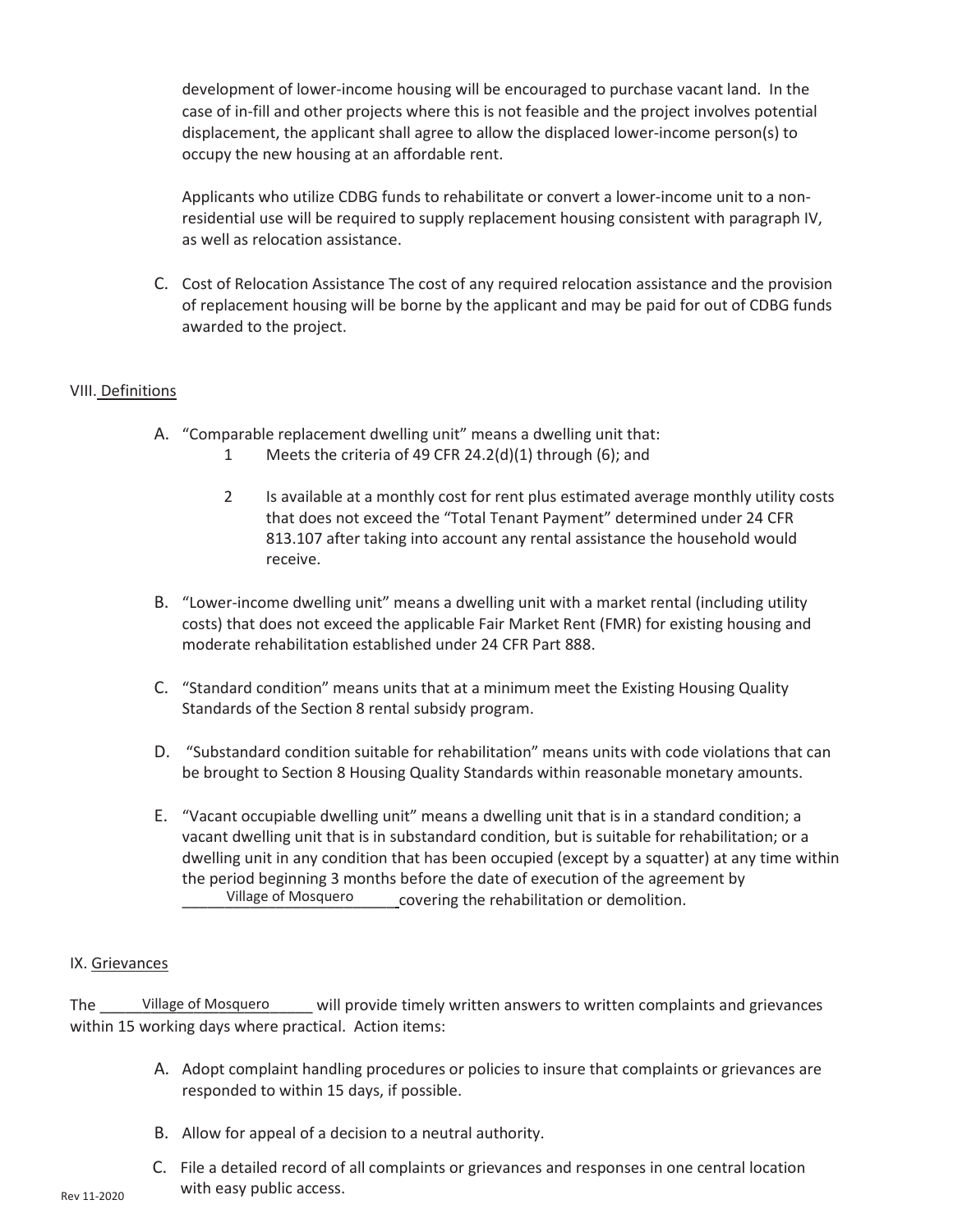development of lower-income housing will be encouraged to purchase vacant land. In the case of in-fill and other projects where this is not feasible and the project involves potential displacement, the applicant shall agree to allow the displaced lower-income person(s) to occupy the new housing at an affordable rent.

Applicants who utilize CDBG funds to rehabilitate or convert a lower-income unit to a non-residential use will be required to supply replacement housing consistent with paragraph IV, as well as relocation assistance.

C. Cost of Relocation Assistance The cost of any required relocation assistance and the provision of replacement housing will be borne by the applicant and may be paid for out of CDBG funds awarded to the project.

## VIII. Definitions

A. "Comparable replacement dwelling unit" means a dwelling unit that:

1. Meets the criteria of 49 CFR 24.2(d)(1) through (6); and
2. Is available at a monthly cost for rent plus estimated average monthly utility costs that does not exceed the "Total Tenant Payment" determined under 24 CFR 813.107 after taking into account any rental assistance the household would receive.

B. "Lower-income dwelling unit" means a dwelling unit with a market rental (including utility costs) that does not exceed the applicable Fair Market Rent (FMR) for existing housing and moderate rehabilitation established under 24 CFR Part 888.

C. "Standard condition" means units that at a minimum meet the Existing Housing Quality Standards of the Section 8 rental subsidy program.

D. "Substandard condition suitable for rehabilitation" means units with code violations that can be brought to Section 8 Housing Quality Standards within reasonable monetary amounts.

E. "Vacant occupiable dwelling unit" means a dwelling unit that is in a standard condition; a vacant dwelling unit that is in substandard condition, but is suitable for rehabilitation; or a dwelling unit in any condition that has been occupied (except by a squatter) at any time within the period beginning 3 months before the date of execution of the agreement by Village of Mosquero covering the rehabilitation or demolition.

## IX. Grievances

The Village of Mosquero will provide timely written answers to written complaints and grievances within 15 working days where practical. Action items:

A. Adopt complaint handling procedures or policies to insure that complaints or grievances are responded to within 15 days, if possible.

B. Allow for appeal of a decision to a neutral authority.

C. File a detailed record of all complaints or grievances and responses in one central location with easy public access.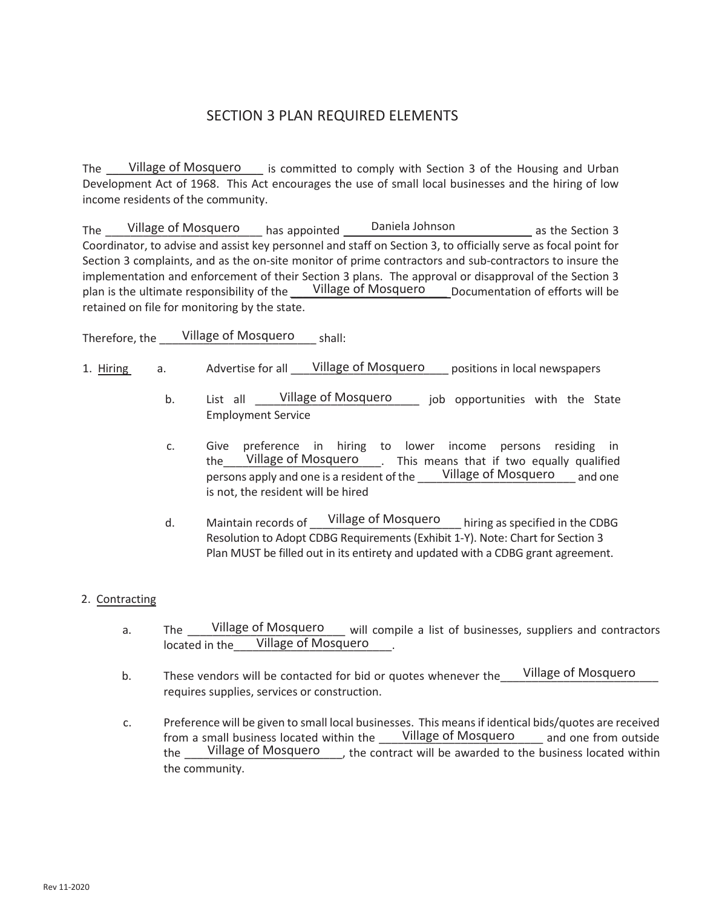# SECTION 3 PLAN REQUIRED ELEMENTS

The Village of Mosquero is committed to comply with Section 3 of the Housing and Urban Development Act of 1968. This Act encourages the use of small local businesses and the hiring of low income residents of the community.

The Village of Mosquero has appointed Daniela Johnson as the Section 3 Coordinator, to advise and assist key personnel and staff on Section 3, to officially serve as focal point for Section 3 complaints, and as the on-site monitor of prime contractors and sub-contractors to insure the implementation and enforcement of their Section 3 plans. The approval or disapproval of the Section 3 plan is the ultimate responsibility of the Village of Mosquero Documentation of efforts will be retained on file for monitoring by the state.

Therefore, the Village of Mosquero shall:

1. <u>Hiring</u>
   - a. Advertise for all Village of Mosquero positions in local newspapers
   - b. List all Village of Mosquero job opportunities with the State Employment Service
   - c. Give preference in hiring to lower income persons residing in the Village of Mosquero. This means that if two equally qualified persons apply and one is a resident of the Village of Mosquero and one is not, the resident will be hired
   - d. Maintain records of Village of Mosquero hiring as specified in the CDBG Resolution to Adopt CDBG Requirements (Exhibit 1-Y). Note: Chart for Section 3 Plan MUST be filled out in its entirety and updated with a CDBG grant agreement.

2. <u>Contracting</u>
   - a. The Village of Mosquero will compile a list of businesses, suppliers and contractors located in the Village of Mosquero.
   - b. These vendors will be contacted for bid or quotes whenever the Village of Mosquero requires supplies, services or construction.
   - c. Preference will be given to small local businesses. This means if identical bids/quotes are received from a small business located within the Village of Mosquero and one from outside the Village of Mosquero, the contract will be awarded to the business located within the community.

Rev 11-2020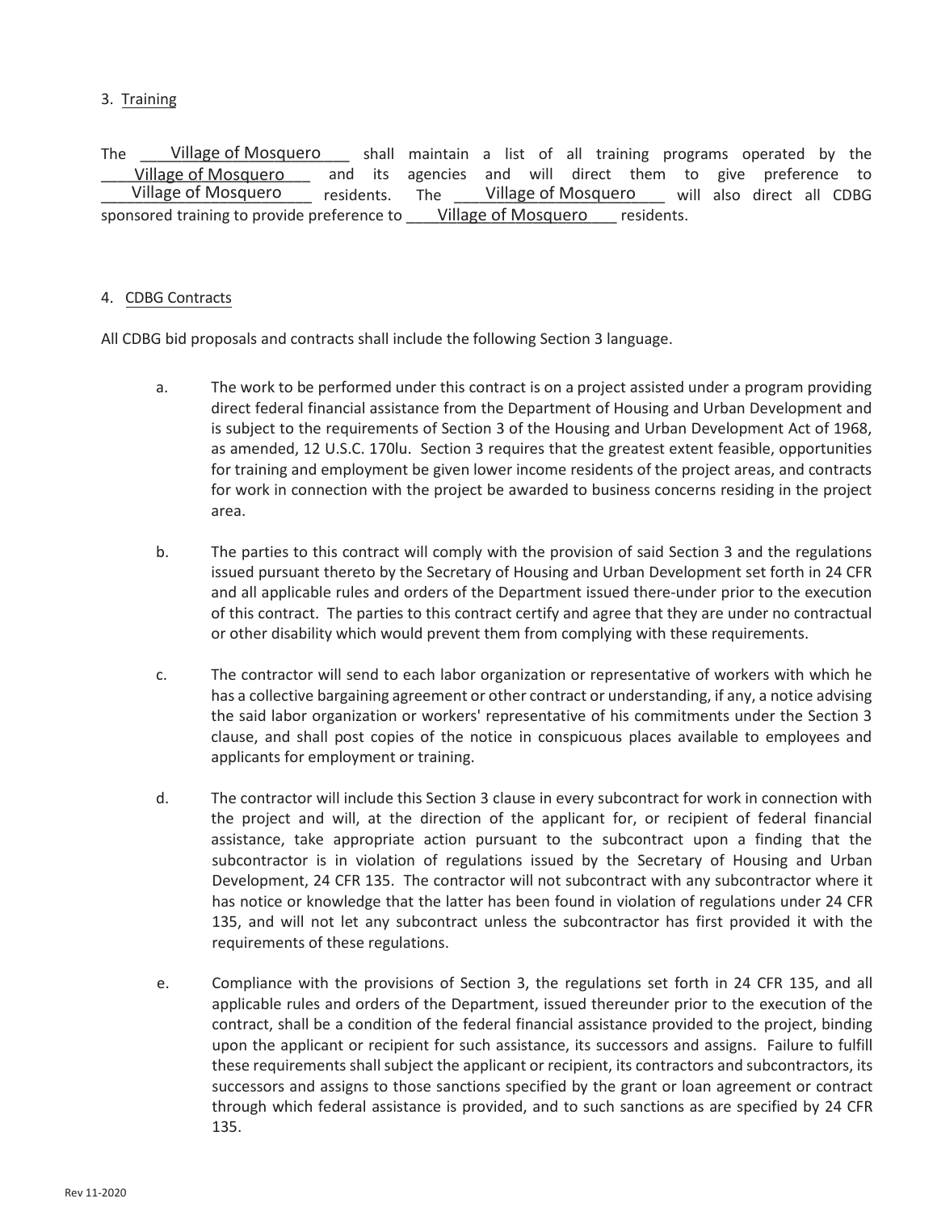3. Training

The Village of Mosquero shall maintain a list of all training programs operated by the Village of Mosquero and its agencies and will direct them to give preference to Village of Mosquero residents. The Village of Mosquero will also direct all CDBG sponsored training to provide preference to Village of Mosquero residents.

4. CDBG Contracts

All CDBG bid proposals and contracts shall include the following Section 3 language.

a. The work to be performed under this contract is on a project assisted under a program providing direct federal financial assistance from the Department of Housing and Urban Development and is subject to the requirements of Section 3 of the Housing and Urban Development Act of 1968, as amended, 12 U.S.C. 170lu. Section 3 requires that the greatest extent feasible, opportunities for training and employment be given lower income residents of the project areas, and contracts for work in connection with the project be awarded to business concerns residing in the project area.

b. The parties to this contract will comply with the provision of said Section 3 and the regulations issued pursuant thereto by the Secretary of Housing and Urban Development set forth in 24 CFR and all applicable rules and orders of the Department issued there-under prior to the execution of this contract. The parties to this contract certify and agree that they are under no contractual or other disability which would prevent them from complying with these requirements.

c. The contractor will send to each labor organization or representative of workers with which he has a collective bargaining agreement or other contract or understanding, if any, a notice advising the said labor organization or workers' representative of his commitments under the Section 3 clause, and shall post copies of the notice in conspicuous places available to employees and applicants for employment or training.

d. The contractor will include this Section 3 clause in every subcontract for work in connection with the project and will, at the direction of the applicant for, or recipient of federal financial assistance, take appropriate action pursuant to the subcontract upon a finding that the subcontractor is in violation of regulations issued by the Secretary of Housing and Urban Development, 24 CFR 135. The contractor will not subcontract with any subcontractor where it has notice or knowledge that the latter has been found in violation of regulations under 24 CFR 135, and will not let any subcontract unless the subcontractor has first provided it with the requirements of these regulations.

e. Compliance with the provisions of Section 3, the regulations set forth in 24 CFR 135, and all applicable rules and orders of the Department, issued thereunder prior to the execution of the contract, shall be a condition of the federal financial assistance provided to the project, binding upon the applicant or recipient for such assistance, its successors and assigns. Failure to fulfill these requirements shall subject the applicant or recipient, its contractors and subcontractors, its successors and assigns to those sanctions specified by the grant or loan agreement or contract through which federal assistance is provided, and to such sanctions as are specified by 24 CFR 135.

Rev 11-2020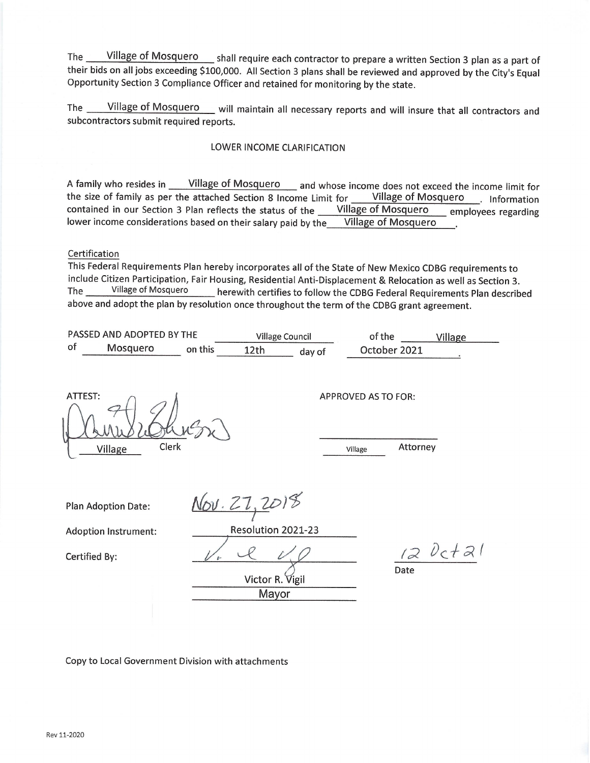The Village of Mosquero shall require each contractor to prepare a written Section 3 plan as a part of their bids on all jobs exceeding $100,000. All Section 3 plans shall be reviewed and approved by the City's Equal Opportunity Section 3 Compliance Officer and retained for monitoring by the state.

The Village of Mosquero will maintain all necessary reports and will insure that all contractors and subcontractors submit required reports.

LOWER INCOME CLARIFICATION

A family who resides in Village of Mosquero and whose income does not exceed the income limit for the size of family as per the attached Section 8 Income Limit for Village of Mosquero. Information contained in our Section 3 Plan reflects the status of the Village of Mosquero employees regarding lower income considerations based on their salary paid by the Village of Mosquero.

Certification

This Federal Requirements Plan hereby incorporates all of the State of New Mexico CDBG requirements to include Citizen Participation, Fair Housing, Residential Anti-Displacement & Relocation as well as Section 3. The Village of Mosquero herewith certifies to follow the CDBG Federal Requirements Plan described above and adopt the plan by resolution once throughout the term of the CDBG grant agreement.

PASSED AND ADOPTED BY THE Village Council of the Village of Mosquero on this 12th day of October 2021.

ATTEST:

Village Clerk

APPROVED AS TO FOR:

Village Attorney

Plan Adoption Date: Nov. 27, 2018

Adoption Instrument: Resolution 2021-23

Certified By:

Victor R. Vigil
Mayor

12 Oct 21
Date

Copy to Local Government Division with attachments

Rev 11-2020